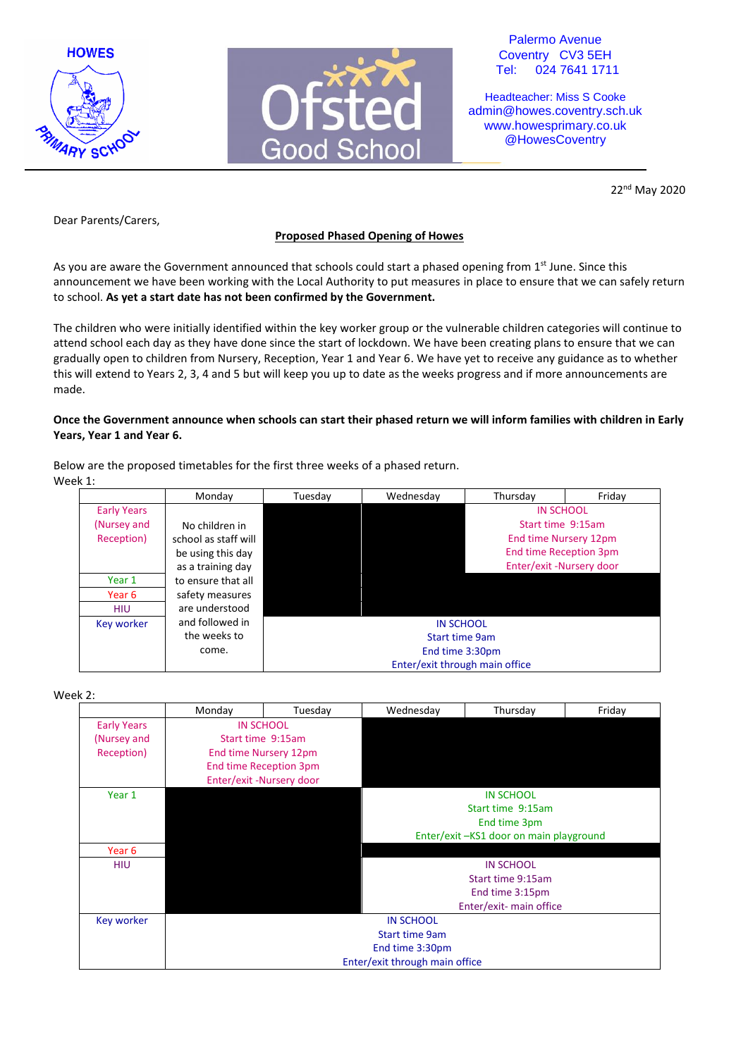HOWES PRIMARY SCHOOL

Ofsted Good School

Palermo Avenue
Coventry CV3 5EH
Tel: 024 7641 1711

Headteacher: Miss S Cooke
admin@howes.coventry.sch.uk
www.howesprimary.co.uk
@HowesCoventry

22nd May 2020

Dear Parents/Carers,

**Proposed Phased Opening of Howes**

As you are aware the Government announced that schools could start a phased opening from 1st June. Since this announcement we have been working with the Local Authority to put measures in place to ensure that we can safely return to school. **As yet a start date has not been confirmed by the Government.**

The children who were initially identified within the key worker group or the vulnerable children categories will continue to attend school each day as they have done since the start of lockdown. We have been creating plans to ensure that we can gradually open to children from Nursery, Reception, Year 1 and Year 6. We have yet to receive any guidance as to whether this will extend to Years 2, 3, 4 and 5 but will keep you up to date as the weeks progress and if more announcements are made.

**Once the Government announce when schools can start their phased return we will inform families with children in Early Years, Year 1 and Year 6.**

Below are the proposed timetables for the first three weeks of a phased return.

Week 1:

| | Monday | Tuesday | Wednesday | Thursday | Friday |
|---|---|---|---|---|---|
| Early Years (Nursey and Reception) | No children in school as staff will be using this day as a training day to ensure that all safety measures are understood and followed in the weeks to come. | | | IN SCHOOL<br>Start time 9:15am<br>End time Nursery 12pm<br>End time Reception 3pm<br>Enter/exit -Nursery door | |
| Year 1 | | | | | |
| Year 6 | | | | | |
| HIU | | | | | |
| Key worker | | IN SCHOOL<br>Start time 9am<br>End time 3:30pm<br>Enter/exit through main office | | | |

Week 2:

| | Monday | Tuesday | Wednesday | Thursday | Friday |
|---|---|---|---|---|---|
| Early Years (Nursey and Reception) | IN SCHOOL<br>Start time 9:15am<br>End time Nursery 12pm<br>End time Reception 3pm<br>Enter/exit -Nursery door | | | | |
| Year 1 | | | IN SCHOOL<br>Start time 9:15am<br>End time 3pm<br>Enter/exit –KS1 door on main playground | | |
| Year 6 | | | | | |
| HIU | | | IN SCHOOL<br>Start time 9:15am<br>End time 3:15pm<br>Enter/exit- main office | | |
| Key worker | IN SCHOOL<br>Start time 9am<br>End time 3:30pm<br>Enter/exit through main office | | | | |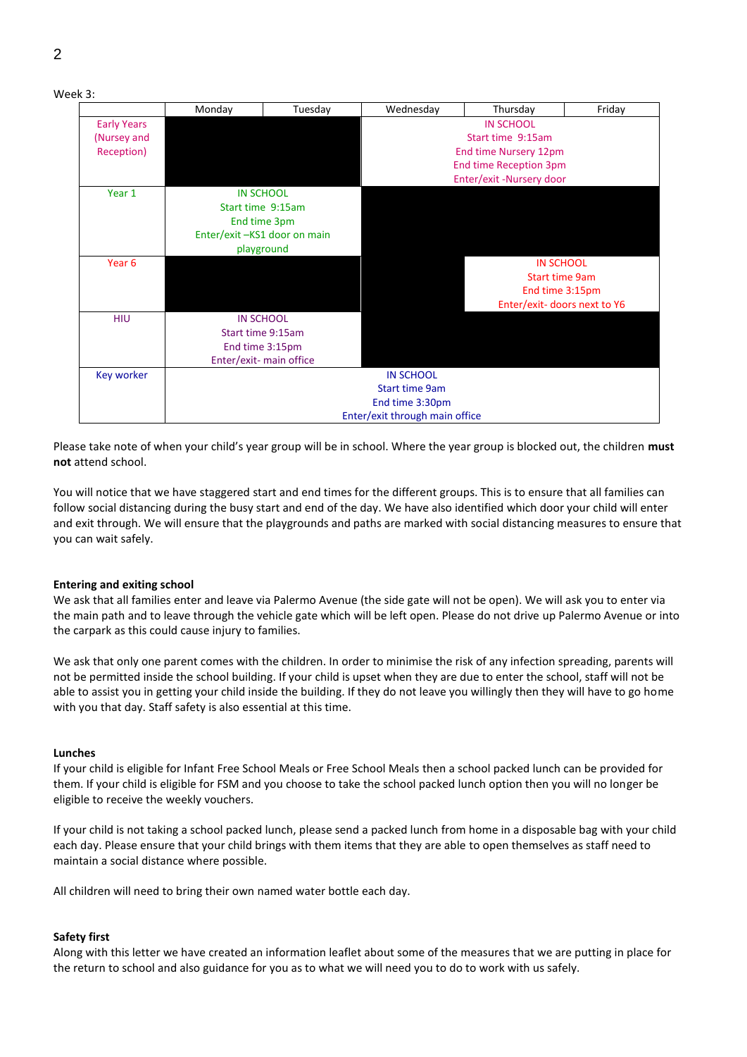Week 3:

| | Monday | Tuesday | Wednesday | Thursday | Friday |
|---|---|---|---|---|---|
| Early Years (Nursey and Reception) | | | IN SCHOOL<br>Start time 9:15am<br>End time Nursery 12pm<br>End time Reception 3pm<br>Enter/exit -Nursery door | | |
| Year 1 | IN SCHOOL<br>Start time 9:15am<br>End time 3pm<br>Enter/exit –KS1 door on main playground | | | | |
| Year 6 | | | | IN SCHOOL<br>Start time 9am<br>End time 3:15pm<br>Enter/exit- doors next to Y6 | |
| HIU | IN SCHOOL<br>Start time 9:15am<br>End time 3:15pm<br>Enter/exit- main office | | | | |
| Key worker | IN SCHOOL<br>Start time 9am<br>End time 3:30pm<br>Enter/exit through main office | | | | |

Please take note of when your child's year group will be in school. Where the year group is blocked out, the children **must not** attend school.

You will notice that we have staggered start and end times for the different groups. This is to ensure that all families can follow social distancing during the busy start and end of the day. We have also identified which door your child will enter and exit through. We will ensure that the playgrounds and paths are marked with social distancing measures to ensure that you can wait safely.

**Entering and exiting school**

We ask that all families enter and leave via Palermo Avenue (the side gate will not be open). We will ask you to enter via the main path and to leave through the vehicle gate which will be left open. Please do not drive up Palermo Avenue or into the carpark as this could cause injury to families.

We ask that only one parent comes with the children. In order to minimise the risk of any infection spreading, parents will not be permitted inside the school building. If your child is upset when they are due to enter the school, staff will not be able to assist you in getting your child inside the building. If they do not leave you willingly then they will have to go home with you that day. Staff safety is also essential at this time.

**Lunches**

If your child is eligible for Infant Free School Meals or Free School Meals then a school packed lunch can be provided for them. If your child is eligible for FSM and you choose to take the school packed lunch option then you will no longer be eligible to receive the weekly vouchers.

If your child is not taking a school packed lunch, please send a packed lunch from home in a disposable bag with your child each day. Please ensure that your child brings with them items that they are able to open themselves as staff need to maintain a social distance where possible.

All children will need to bring their own named water bottle each day.

**Safety first**

Along with this letter we have created an information leaflet about some of the measures that we are putting in place for the return to school and also guidance for you as to what we will need you to do to work with us safely.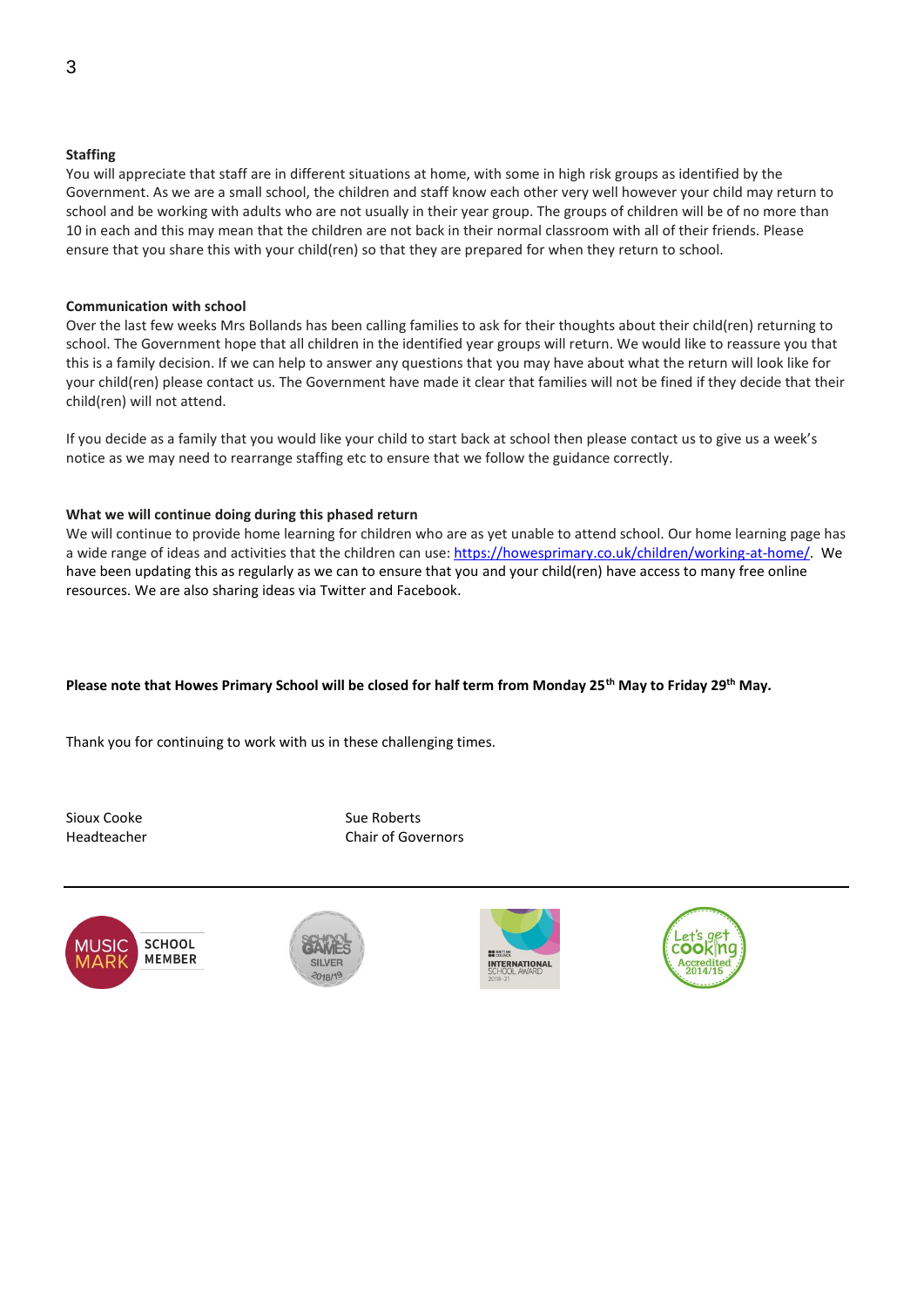**Staffing**

You will appreciate that staff are in different situations at home, with some in high risk groups as identified by the Government. As we are a small school, the children and staff know each other very well however your child may return to school and be working with adults who are not usually in their year group. The groups of children will be of no more than 10 in each and this may mean that the children are not back in their normal classroom with all of their friends. Please ensure that you share this with your child(ren) so that they are prepared for when they return to school.

**Communication with school**

Over the last few weeks Mrs Bollands has been calling families to ask for their thoughts about their child(ren) returning to school. The Government hope that all children in the identified year groups will return. We would like to reassure you that this is a family decision. If we can help to answer any questions that you may have about what the return will look like for your child(ren) please contact us. The Government have made it clear that families will not be fined if they decide that their child(ren) will not attend.

If you decide as a family that you would like your child to start back at school then please contact us to give us a week's notice as we may need to rearrange staffing etc to ensure that we follow the guidance correctly.

**What we will continue doing during this phased return**

We will continue to provide home learning for children who are as yet unable to attend school. Our home learning page has a wide range of ideas and activities that the children can use: [https://howesprimary.co.uk/children/working-at-home/](https://howesprimary.co.uk/children/working-at-home/). We have been updating this as regularly as we can to ensure that you and your child(ren) have access to many free online resources. We are also sharing ideas via Twitter and Facebook.

**Please note that Howes Primary School will be closed for half term from Monday 25th May to Friday 29th May.**

Thank you for continuing to work with us in these challenging times.

Sioux Cooke
Headteacher

Sue Roberts
Chair of Governors